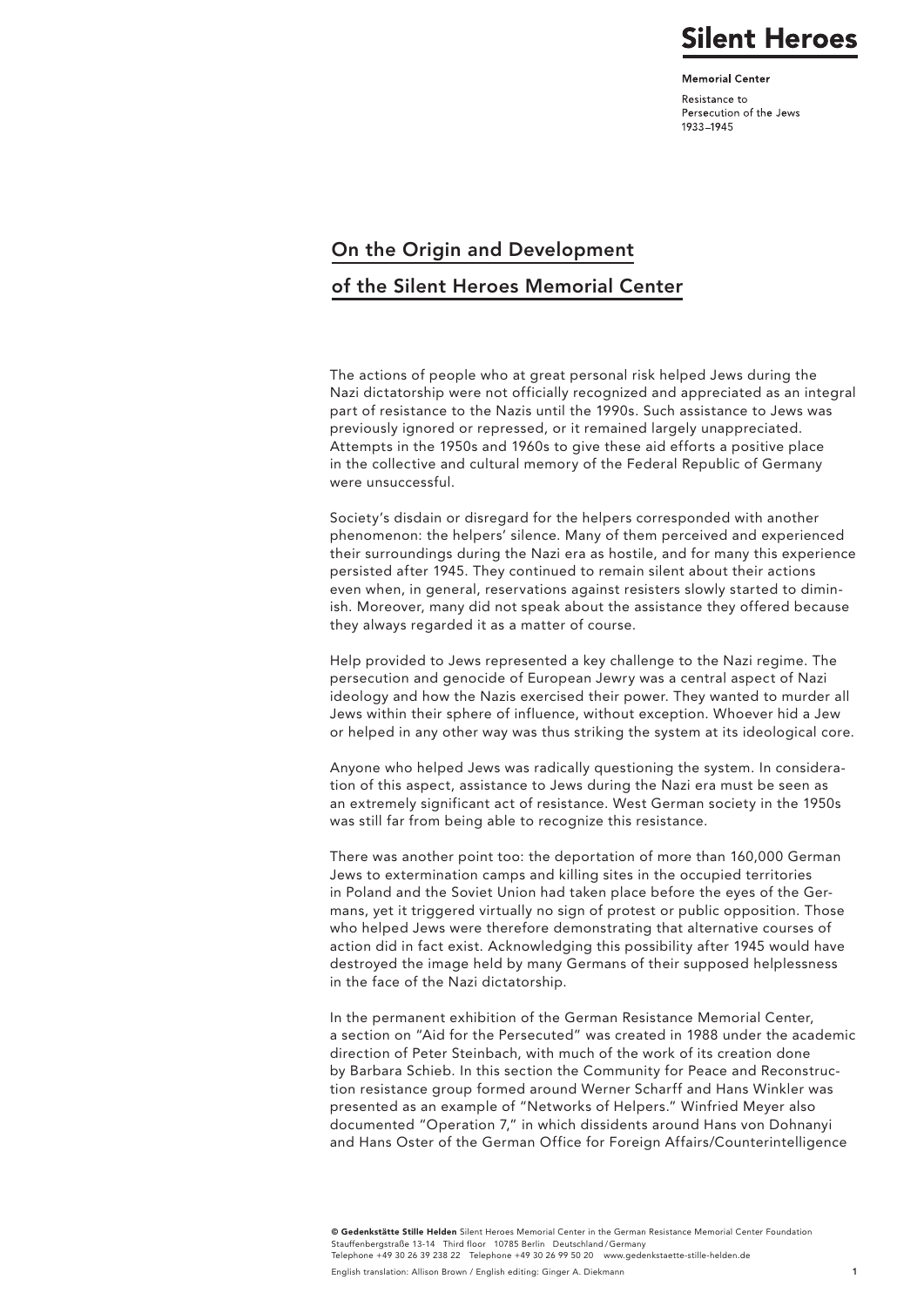# On the Origin and Development of the Silent Heroes Memorial Center

The actions of people who at great personal risk helped Jews during the Nazi dictatorship were not officially recognized and appreciated as an integral part of resistance to the Nazis until the 1990s. Such assistance to Jews was previously ignored or repressed, or it remained largely unappreciated. Attempts in the 1950s and 1960s to give these aid efforts a positive place in the collective and cultural memory of the Federal Republic of Germany were unsuccessful.

Society's disdain or disregard for the helpers corresponded with another phenomenon: the helpers' silence. Many of them perceived and experienced their surroundings during the Nazi era as hostile, and for many this experience persisted after 1945. They continued to remain silent about their actions even when, in general, reservations against resisters slowly started to diminish. Moreover, many did not speak about the assistance they offered because they always regarded it as a matter of course.

Help provided to Jews represented a key challenge to the Nazi regime. The persecution and genocide of European Jewry was a central aspect of Nazi ideology and how the Nazis exercised their power. They wanted to murder all Jews within their sphere of influence, without exception. Whoever hid a Jew or helped in any other way was thus striking the system at its ideological core.

Anyone who helped Jews was radically questioning the system. In consideration of this aspect, assistance to Jews during the Nazi era must be seen as an extremely significant act of resistance. West German society in the 1950s was still far from being able to recognize this resistance.

There was another point too: the deportation of more than 160,000 German Jews to extermination camps and killing sites in the occupied territories in Poland and the Soviet Union had taken place before the eyes of the Germans, yet it triggered virtually no sign of protest or public opposition. Those who helped Jews were therefore demonstrating that alternative courses of action did in fact exist. Acknowledging this possibility after 1945 would have destroyed the image held by many Germans of their supposed helplessness in the face of the Nazi dictatorship.

In the permanent exhibition of the German Resistance Memorial Center, a section on "Aid for the Persecuted" was created in 1988 under the academic direction of Peter Steinbach, with much of the work of its creation done by Barbara Schieb. In this section the Community for Peace and Reconstruction resistance group formed around Werner Scharff and Hans Winkler was presented as an example of "Networks of Helpers." Winfried Meyer also documented "Operation 7," in which dissidents around Hans von Dohnanyi and Hans Oster of the German Office for Foreign Affairs/Counterintelligence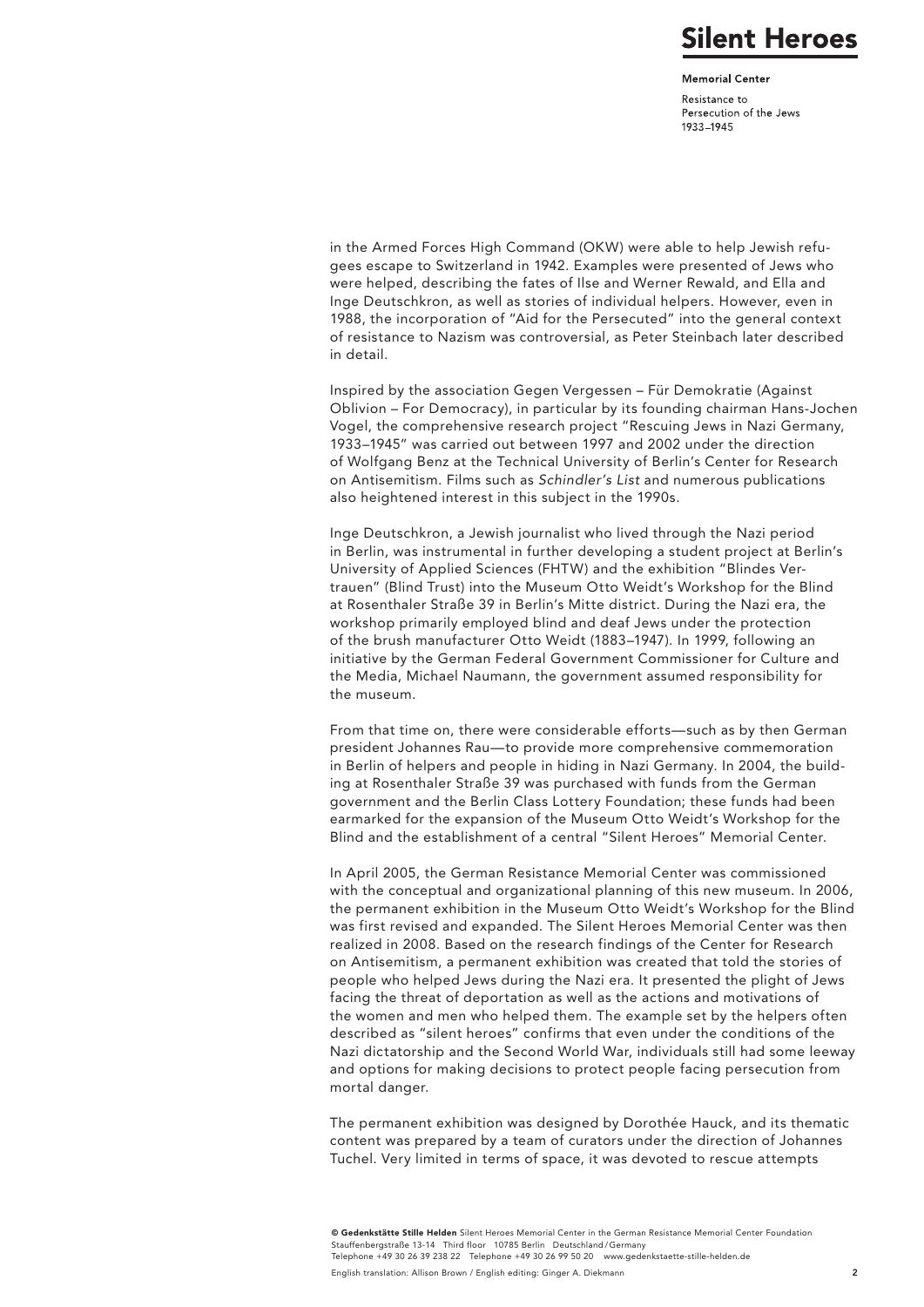in the Armed Forces High Command (OKW) were able to help Jewish refugees escape to Switzerland in 1942. Examples were presented of Jews who were helped, describing the fates of Ilse and Werner Rewald, and Ella and Inge Deutschkron, as well as stories of individual helpers. However, even in 1988, the incorporation of "Aid for the Persecuted" into the general context of resistance to Nazism was controversial, as Peter Steinbach later described in detail.

Inspired by the association Gegen Vergessen – Für Demokratie (Against Oblivion – For Democracy), in particular by its founding chairman Hans-Jochen Vogel, the comprehensive research project "Rescuing Jews in Nazi Germany, 1933–1945" was carried out between 1997 and 2002 under the direction of Wolfgang Benz at the Technical University of Berlin's Center for Research on Antisemitism. Films such as *Schindler's List* and numerous publications also heightened interest in this subject in the 1990s.

Inge Deutschkron, a Jewish journalist who lived through the Nazi period in Berlin, was instrumental in further developing a student project at Berlin's University of Applied Sciences (FHTW) and the exhibition "Blindes Vertrauen" (Blind Trust) into the Museum Otto Weidt's Workshop for the Blind at Rosenthaler Straße 39 in Berlin's Mitte district. During the Nazi era, the workshop primarily employed blind and deaf Jews under the protection of the brush manufacturer Otto Weidt (1883–1947). In 1999, following an initiative by the German Federal Government Commissioner for Culture and the Media, Michael Naumann, the government assumed responsibility for the museum.

From that time on, there were considerable efforts—such as by then German president Johannes Rau—to provide more comprehensive commemoration in Berlin of helpers and people in hiding in Nazi Germany. In 2004, the building at Rosenthaler Straße 39 was purchased with funds from the German government and the Berlin Class Lottery Foundation; these funds had been earmarked for the expansion of the Museum Otto Weidt's Workshop for the Blind and the establishment of a central "Silent Heroes" Memorial Center.

In April 2005, the German Resistance Memorial Center was commissioned with the conceptual and organizational planning of this new museum. In 2006, the permanent exhibition in the Museum Otto Weidt's Workshop for the Blind was first revised and expanded. The Silent Heroes Memorial Center was then realized in 2008. Based on the research findings of the Center for Research on Antisemitism, a permanent exhibition was created that told the stories of people who helped Jews during the Nazi era. It presented the plight of Jews facing the threat of deportation as well as the actions and motivations of the women and men who helped them. The example set by the helpers often described as "silent heroes" confirms that even under the conditions of the Nazi dictatorship and the Second World War, individuals still had some leeway and options for making decisions to protect people facing persecution from mortal danger.

The permanent exhibition was designed by Dorothée Hauck, and its thematic content was prepared by a team of curators under the direction of Johannes Tuchel. Very limited in terms of space, it was devoted to rescue attempts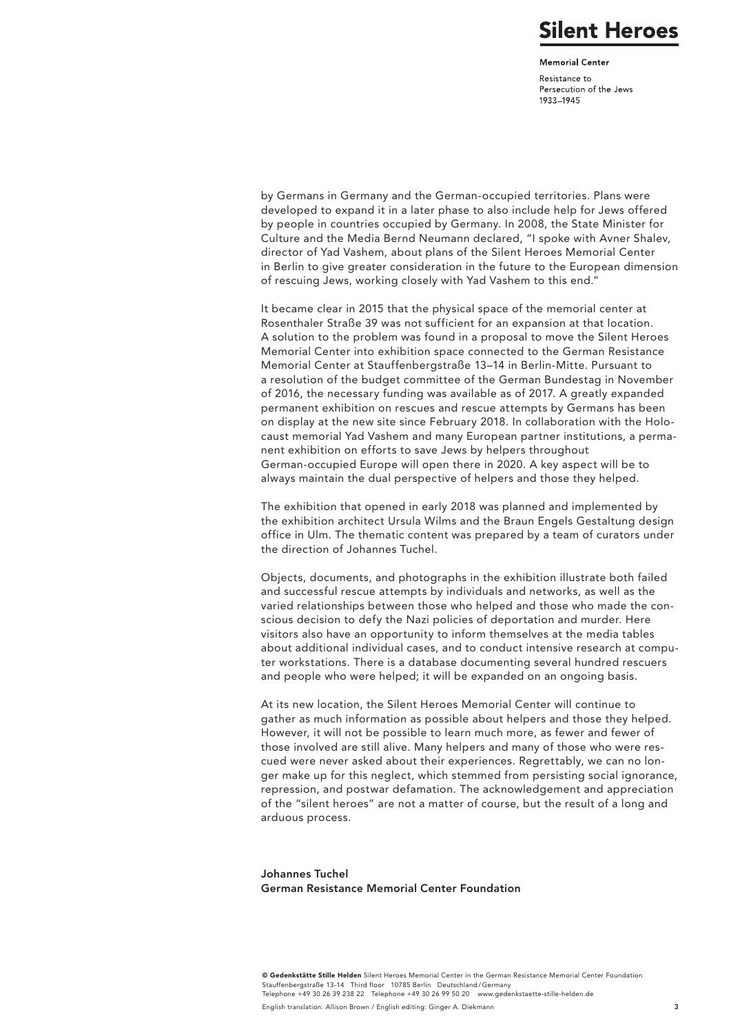by Germans in Germany and the German-occupied territories. Plans were developed to expand it in a later phase to also include help for Jews offered by people in countries occupied by Germany. In 2008, the State Minister for Culture and the Media Bernd Neumann declared, "I spoke with Avner Shalev, director of Yad Vashem, about plans of the Silent Heroes Memorial Center in Berlin to give greater consideration in the future to the European dimension of rescuing Jews, working closely with Yad Vashem to this end."

It became clear in 2015 that the physical space of the memorial center at Rosenthaler Straße 39 was not sufficient for an expansion at that location. A solution to the problem was found in a proposal to move the Silent Heroes Memorial Center into exhibition space connected to the German Resistance Memorial Center at Stauffenbergstraße 13–14 in Berlin-Mitte. Pursuant to a resolution of the budget committee of the German Bundestag in November of 2016, the necessary funding was available as of 2017. A greatly expanded permanent exhibition on rescues and rescue attempts by Germans has been on display at the new site since February 2018. In collaboration with the Holocaust memorial Yad Vashem and many European partner institutions, a permanent exhibition on efforts to save Jews by helpers throughout German-occupied Europe will open there in 2020. A key aspect will be to always maintain the dual perspective of helpers and those they helped.

The exhibition that opened in early 2018 was planned and implemented by the exhibition architect Ursula Wilms and the Braun Engels Gestaltung design office in Ulm. The thematic content was prepared by a team of curators under the direction of Johannes Tuchel.

Objects, documents, and photographs in the exhibition illustrate both failed and successful rescue attempts by individuals and networks, as well as the varied relationships between those who helped and those who made the conscious decision to defy the Nazi policies of deportation and murder. Here visitors also have an opportunity to inform themselves at the media tables about additional individual cases, and to conduct intensive research at computer workstations. There is a database documenting several hundred rescuers and people who were helped; it will be expanded on an ongoing basis.

At its new location, the Silent Heroes Memorial Center will continue to gather as much information as possible about helpers and those they helped. However, it will not be possible to learn much more, as fewer and fewer of those involved are still alive. Many helpers and many of those who were rescued were never asked about their experiences. Regrettably, we can no longer make up for this neglect, which stemmed from persisting social ignorance, repression, and postwar defamation. The acknowledgement and appreciation of the "silent heroes" are not a matter of course, but the result of a long and arduous process.

**Johannes Tuchel**
**German Resistance Memorial Center Foundation**

**© Gedenkstätte Stille Helden** Silent Heroes Memorial Center in the German Resistance Memorial Center Foundation
Stauffenbergstraße 13-14 Third floor 10785 Berlin Deutschland / Germany
Telephone +49 30 26 39 238 22 Telephone +49 30 26 99 50 20 www.gedenkstaette-stille-helden.de

English translation: Allison Brown / English editing: Ginger A. Diekmann